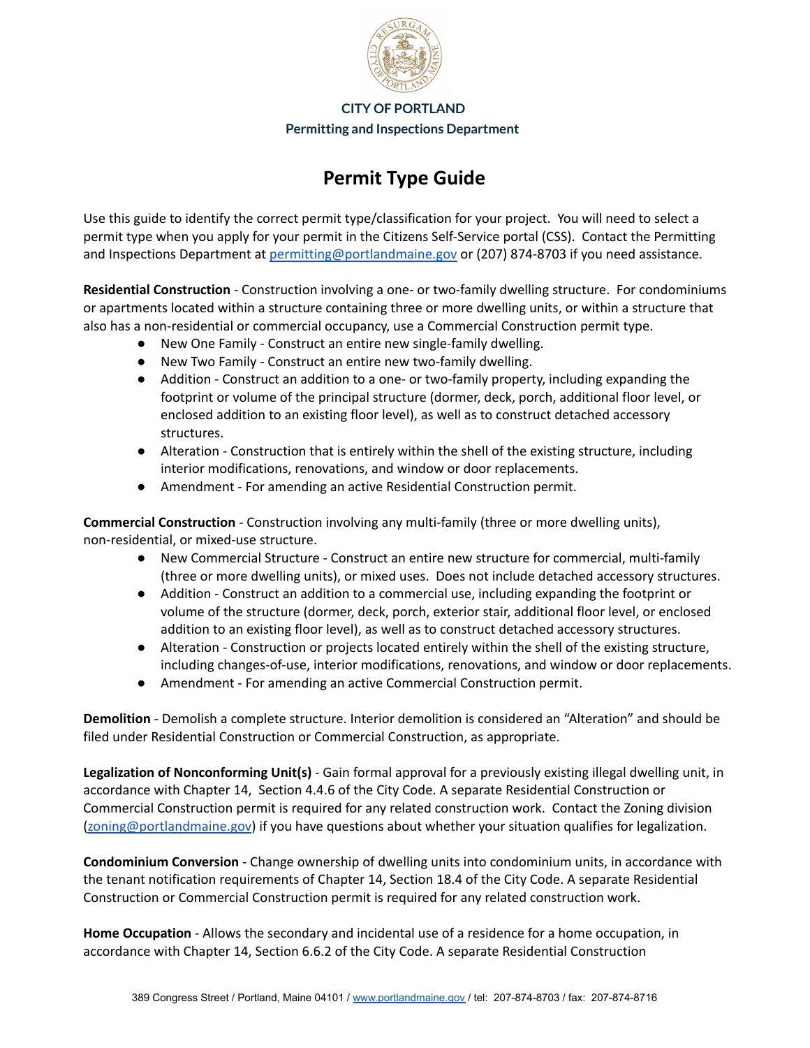**CITY OF PORTLAND**
**Permitting and Inspections Department**

# Permit Type Guide

Use this guide to identify the correct permit type/classification for your project. You will need to select a permit type when you apply for your permit in the Citizens Self-Service portal (CSS). Contact the Permitting and Inspections Department at [permitting@portlandmaine.gov](mailto:permitting@portlandmaine.gov) or (207) 874-8703 if you need assistance.

**Residential Construction** - Construction involving a one- or two-family dwelling structure. For condominiums or apartments located within a structure containing three or more dwelling units, or within a structure that also has a non-residential or commercial occupancy, use a Commercial Construction permit type.

- New One Family - Construct an entire new single-family dwelling.
- New Two Family - Construct an entire new two-family dwelling.
- Addition - Construct an addition to a one- or two-family property, including expanding the footprint or volume of the principal structure (dormer, deck, porch, additional floor level, or enclosed addition to an existing floor level), as well as to construct detached accessory structures.
- Alteration - Construction that is entirely within the shell of the existing structure, including interior modifications, renovations, and window or door replacements.
- Amendment - For amending an active Residential Construction permit.

**Commercial Construction** - Construction involving any multi-family (three or more dwelling units), non-residential, or mixed-use structure.

- New Commercial Structure - Construct an entire new structure for commercial, multi-family (three or more dwelling units), or mixed uses. Does not include detached accessory structures.
- Addition - Construct an addition to a commercial use, including expanding the footprint or volume of the structure (dormer, deck, porch, exterior stair, additional floor level, or enclosed addition to an existing floor level), as well as to construct detached accessory structures.
- Alteration - Construction or projects located entirely within the shell of the existing structure, including changes-of-use, interior modifications, renovations, and window or door replacements.
- Amendment - For amending an active Commercial Construction permit.

**Demolition** - Demolish a complete structure. Interior demolition is considered an "Alteration" and should be filed under Residential Construction or Commercial Construction, as appropriate.

**Legalization of Nonconforming Unit(s)** - Gain formal approval for a previously existing illegal dwelling unit, in accordance with Chapter 14, Section 4.4.6 of the City Code. A separate Residential Construction or Commercial Construction permit is required for any related construction work. Contact the Zoning division ([zoning@portlandmaine.gov](mailto:zoning@portlandmaine.gov)) if you have questions about whether your situation qualifies for legalization.

**Condominium Conversion** - Change ownership of dwelling units into condominium units, in accordance with the tenant notification requirements of Chapter 14, Section 18.4 of the City Code. A separate Residential Construction or Commercial Construction permit is required for any related construction work.

**Home Occupation** - Allows the secondary and incidental use of a residence for a home occupation, in accordance with Chapter 14, Section 6.6.2 of the City Code. A separate Residential Construction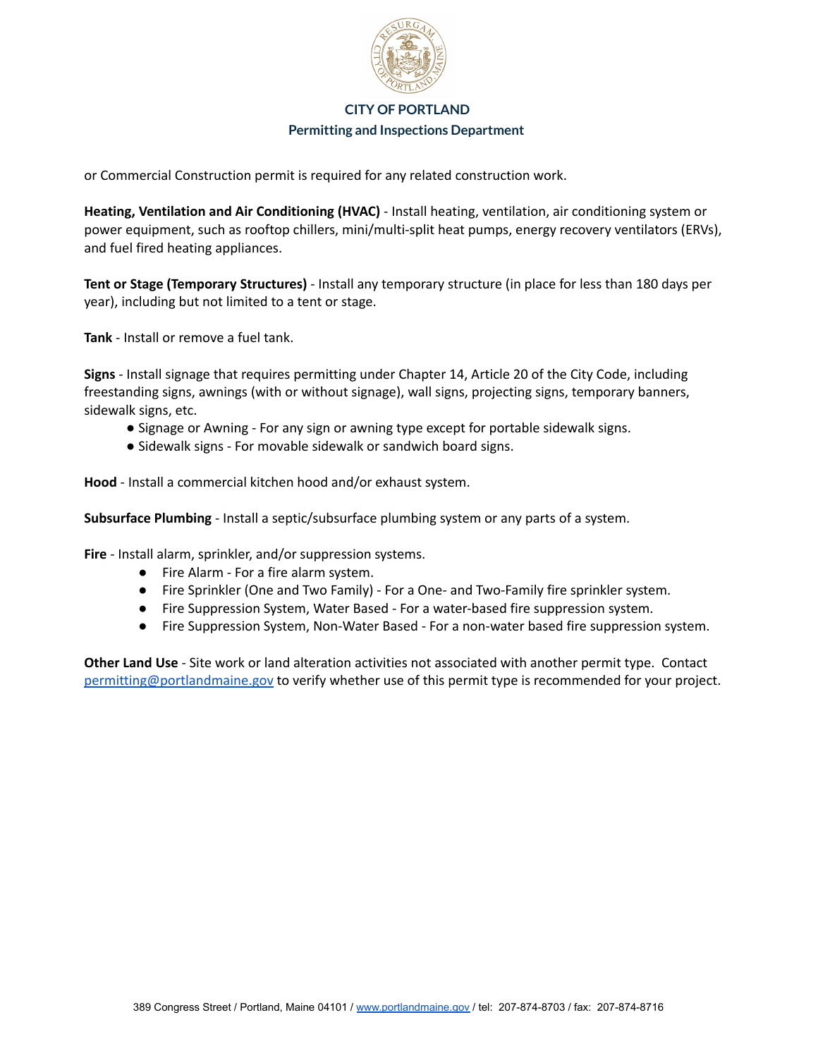or Commercial Construction permit is required for any related construction work.

**Heating, Ventilation and Air Conditioning (HVAC)** - Install heating, ventilation, air conditioning system or power equipment, such as rooftop chillers, mini/multi-split heat pumps, energy recovery ventilators (ERVs), and fuel fired heating appliances.

**Tent or Stage (Temporary Structures)** - Install any temporary structure (in place for less than 180 days per year), including but not limited to a tent or stage.

**Tank** - Install or remove a fuel tank.

**Signs** - Install signage that requires permitting under Chapter 14, Article 20 of the City Code, including freestanding signs, awnings (with or without signage), wall signs, projecting signs, temporary banners, sidewalk signs, etc.

- Signage or Awning - For any sign or awning type except for portable sidewalk signs.
- Sidewalk signs - For movable sidewalk or sandwich board signs.

**Hood** - Install a commercial kitchen hood and/or exhaust system.

**Subsurface Plumbing** - Install a septic/subsurface plumbing system or any parts of a system.

**Fire** - Install alarm, sprinkler, and/or suppression systems.

- Fire Alarm - For a fire alarm system.
- Fire Sprinkler (One and Two Family) - For a One- and Two-Family fire sprinkler system.
- Fire Suppression System, Water Based - For a water-based fire suppression system.
- Fire Suppression System, Non-Water Based - For a non-water based fire suppression system.

**Other Land Use** - Site work or land alteration activities not associated with another permit type. Contact permitting@portlandmaine.gov to verify whether use of this permit type is recommended for your project.